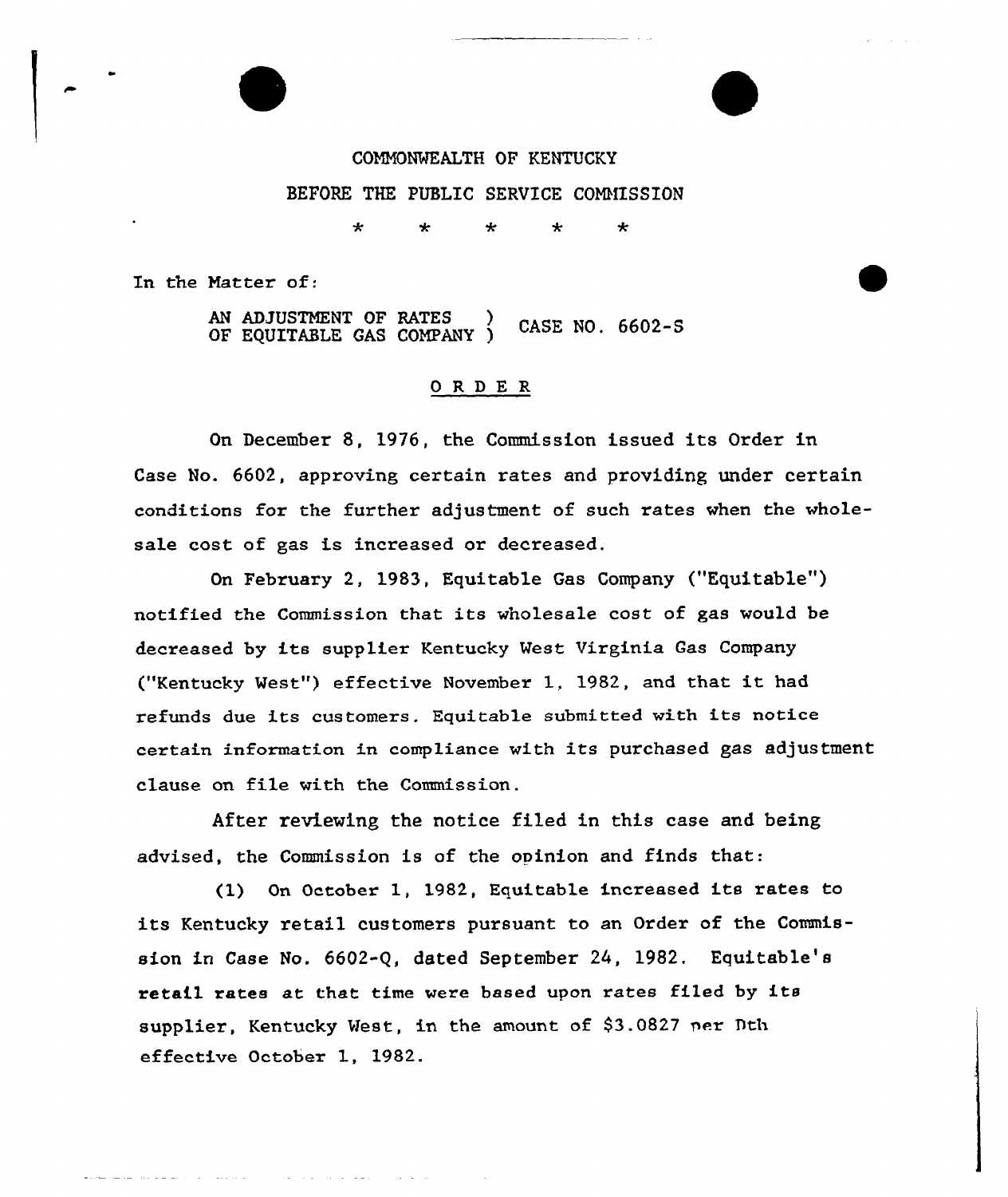COMMONWEALTH OF KENTUCKY

BEFORE THE PUBLIC SERVICE COMMISSION

\* \* \* \* \*

In the Matter of:

AN ADJUSTMENT OF RATES OF EQUITABLE GAS COMPANY ) CASE NO. 6602-S

## O R D E R

On December 8, 1976, the Commission issued its Order in Case No. 6602, approving certain rates and providing under certain conditions for the further adjustment of such rates when the wholesale cost of gas is increased or decreased.

On February 2, 1983, Equitable Gas Company ("Equitable") notified the Commission that its wholesale cost of gas would be decreased by its supplier Kentucky West Virginia Gas Company ("Kentucky West") effective November 1, 1982, and that it had refunds due its customers. Equitable submitted with its notice certain information in compliance with its purchased gas adjustment clause on file with the Commission.

After reviewing the notice filed in this case and being advised, the Commission is of the opinion and finds that:

(1) On October 1, 1982, Equitable increased its rates to its Kentucky retail customers pursuant to an Order of the Commission in Case No. 6602-Q, dated September 24, 1982. Equitable's retail rates at that time were based upon rates filed by its supplier, Kentucky West, in the amount of $3.0827 per Dth effective October 1, 1982.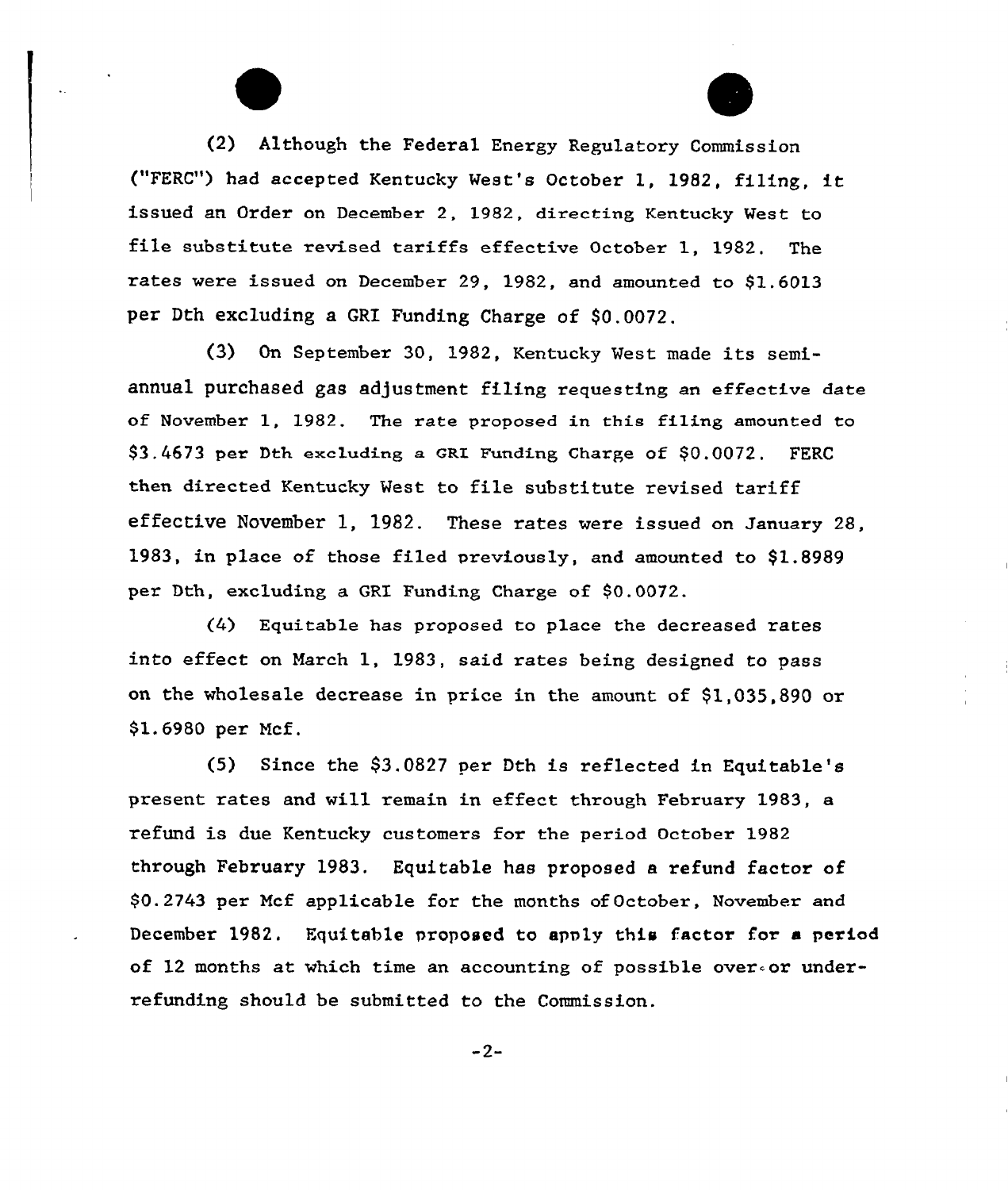(2) Although the Federal Energy Regulatory Commission ("FERC") had accepted Kentucky West's October 1, 1982, filing, it issued an Order on December 2, 1982, directing Kentucky West to file substitute revised tariffs effective October 1, 1982. The rates were issued on December 29, 1982, and amounted to $1.6013 per Dth excluding a GRI Funding Charge of $0.0072.

(3) On September 30, 1982, Kentucky West made its semi-annual purchased gas adjustment filing requesting an effective date of November 1, 1982. The rate proposed in this filing amounted to $3.4673 per Dth excluding a GRI Funding Charge of $0.0072. FERC then directed Kentucky West to file substitute revised tariff effective November 1, 1982. These rates were issued on January 28, 1983, in place of those filed previously, and amounted to $1.8989 per Dth, excluding a GRI Funding Charge of $0.0072.

(4) Equitable has proposed to place the decreased rates into effect on March 1, 1983, said rates being designed to pass on the wholesale decrease in price in the amount of $1,035,890 or $1.6980 per Mcf.

(5) Since the $3.0827 per Dth is reflected in Equitable's present rates and will remain in effect through February 1983, a refund is due Kentucky customers for the period October 1982 through February 1983. Equitable has proposed a refund factor of $0.2743 per Mcf applicable for the months of October, November and December 1982. Equitable proposed to apply this factor for a period of 12 months at which time an accounting of possible over-or under-refunding should be submitted to the Commission.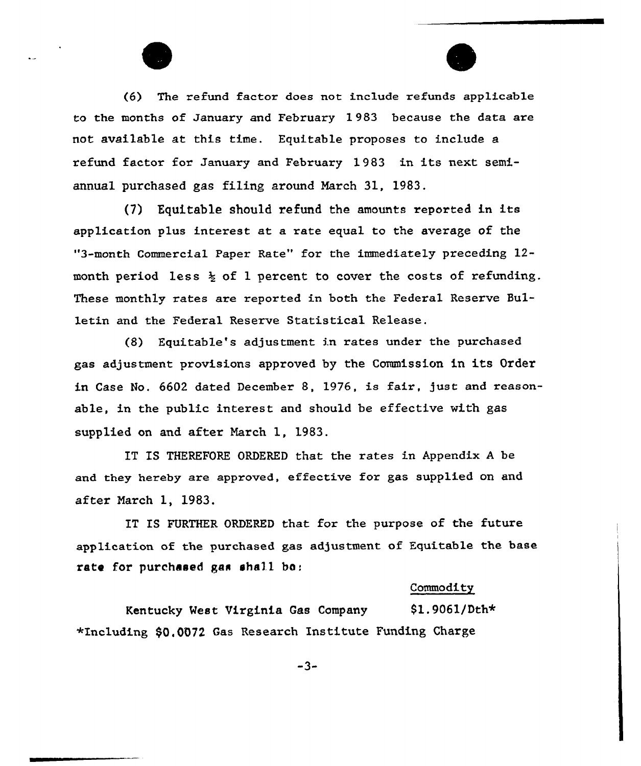(6) The refund factor does not include refunds applicable to the months of January and February 1983 because the data are not available at this time. Equitable proposes to include a refund factor for January and February 1983 in its next semi-annual purchased gas filing around March 31, 1983.

(7) Equitable should refund the amounts reported in its application plus interest at a rate equal to the average of the "3-month Commercial Paper Rate" for the immediately preceding 12-month period less ½ of 1 percent to cover the costs of refunding. These monthly rates are reported in both the Federal Reserve Bulletin and the Federal Reserve Statistical Release.

(8) Equitable's adjustment in rates under the purchased gas adjustment provisions approved by the Commission in its Order in Case No. 6602 dated December 8, 1976, is fair, just and reasonable, in the public interest and should be effective with gas supplied on and after March 1, 1983.

IT IS THEREFORE ORDERED that the rates in Appendix A be and they hereby are approved, effective for gas supplied on and after March 1, 1983.

IT IS FURTHER ORDERED that for the purpose of the future application of the purchased gas adjustment of Equitable the base rate for purchased gas shall be:

| | Commodity |
|---|---|
| Kentucky West Virginia Gas Company | $1.9061/Dth* |

*Including $0.0072 Gas Research Institute Funding Charge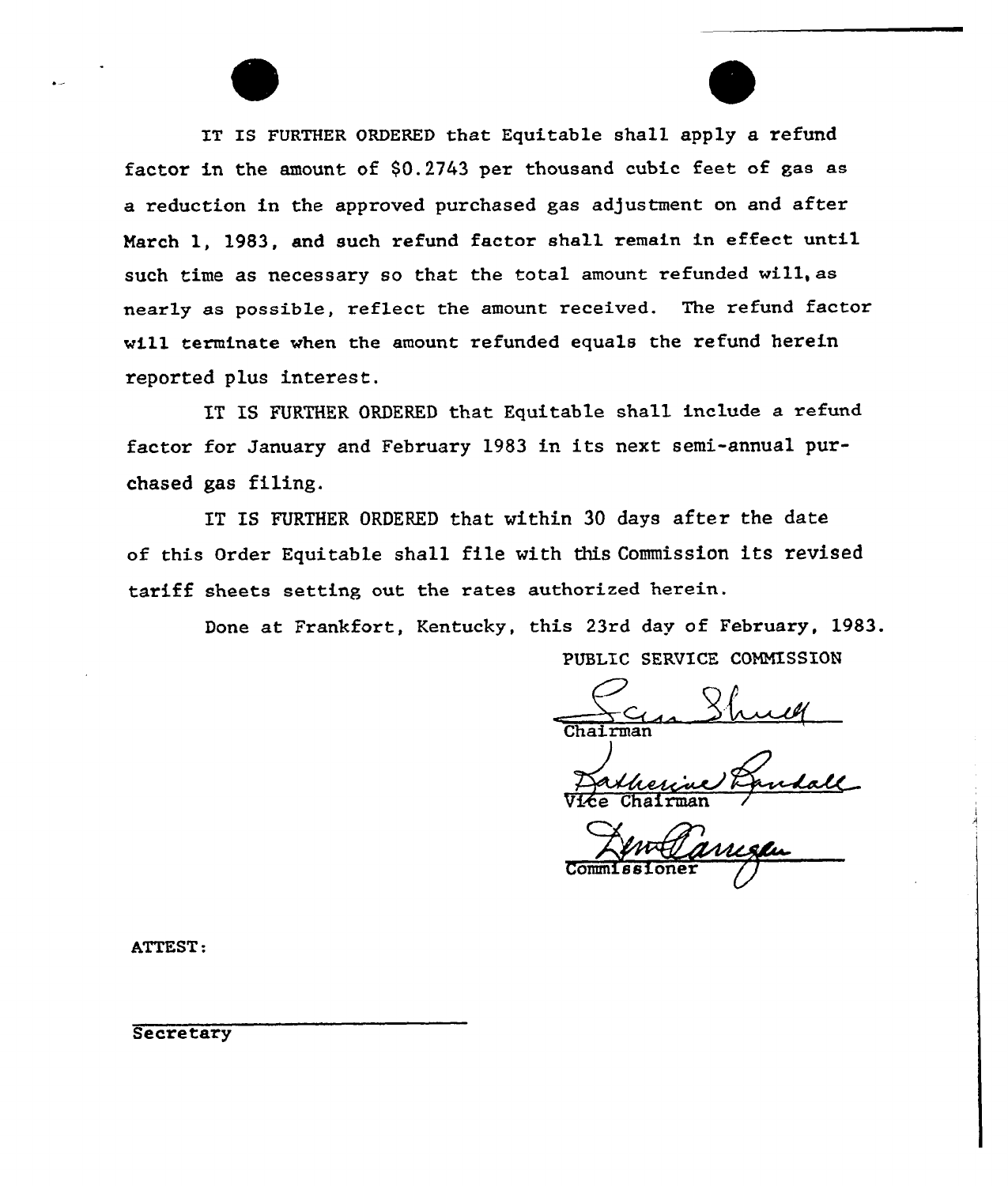IT IS FURTHER ORDERED that Equitable shall apply a refund factor in the amount of $0.2743 per thousand cubic feet of gas as a reduction in the approved purchased gas adjustment on and after March 1, 1983, and such refund factor shall remain in effect until such time as necessary so that the total amount refunded will, as nearly as possible, reflect the amount received. The refund factor will terminate when the amount refunded equals the refund herein reported plus interest.

IT IS FURTHER ORDERED that Equitable shall include a refund factor for January and February 1983 in its next semi-annual purchased gas filing.

IT IS FURTHER ORDERED that within 30 days after the date of this Order Equitable shall file with this Commission its revised tariff sheets setting out the rates authorized herein.

Done at Frankfort, Kentucky, this 23rd day of February, 1983.

PUBLIC SERVICE COMMISSION

Chairman

Vice Chairman

Commissioner

ATTEST:

Secretary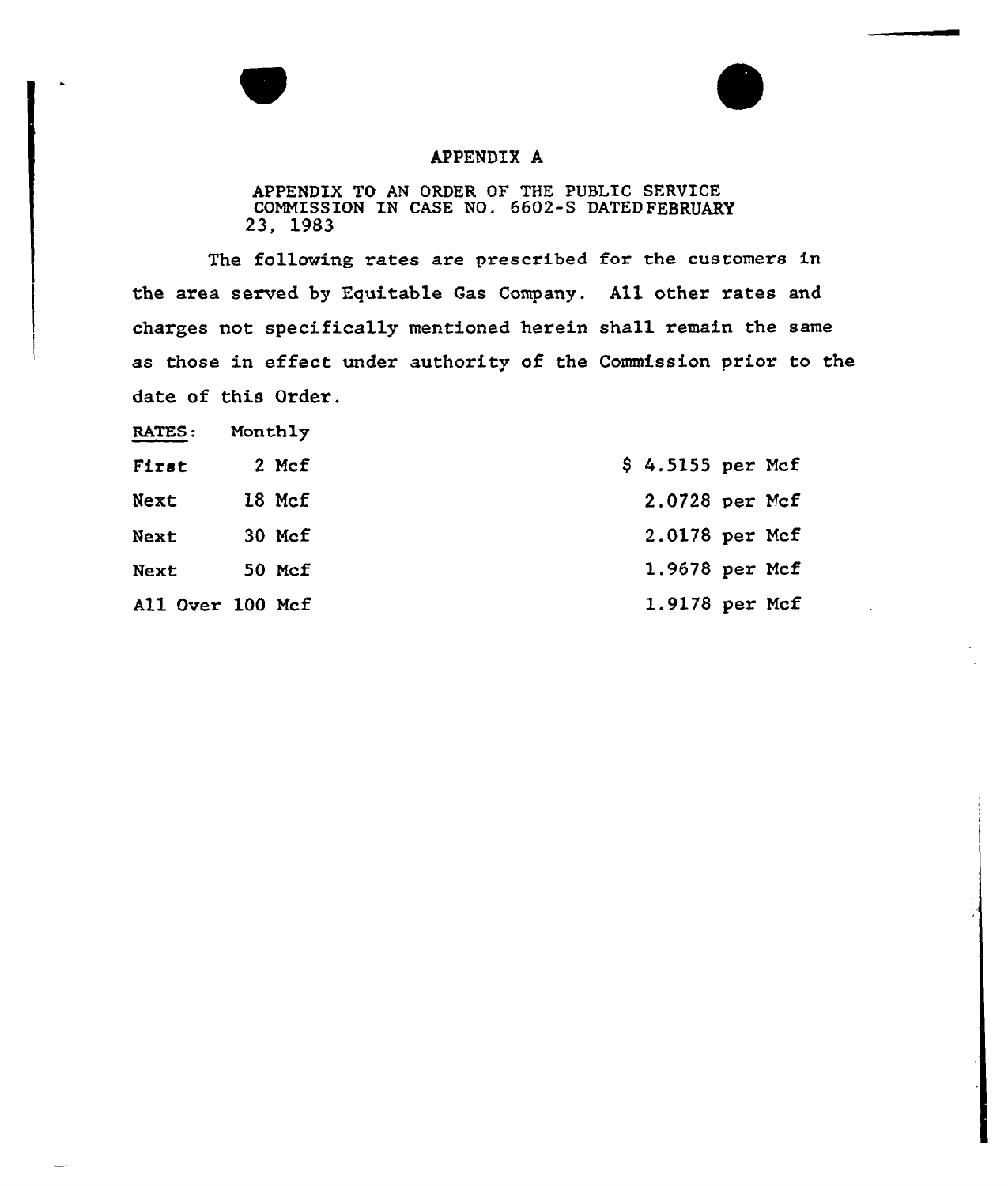# APPENDIX A

APPENDIX TO AN ORDER OF THE PUBLIC SERVICE COMMISSION IN CASE NO. 6602-S DATED FEBRUARY 23, 1983

The following rates are prescribed for the customers in the area served by Equitable Gas Company. All other rates and charges not specifically mentioned herein shall remain the same as those in effect under authority of the Commission prior to the date of this Order.

RATES: Monthly

| | | |
|---|---|---|
| First | 2 Mcf | $ 4.5155 per Mcf |
| Next | 18 Mcf | 2.0728 per Mcf |
| Next | 30 Mcf | 2.0178 per Mcf |
| Next | 50 Mcf | 1.9678 per Mcf |
| All Over 100 Mcf | | 1.9178 per Mcf |